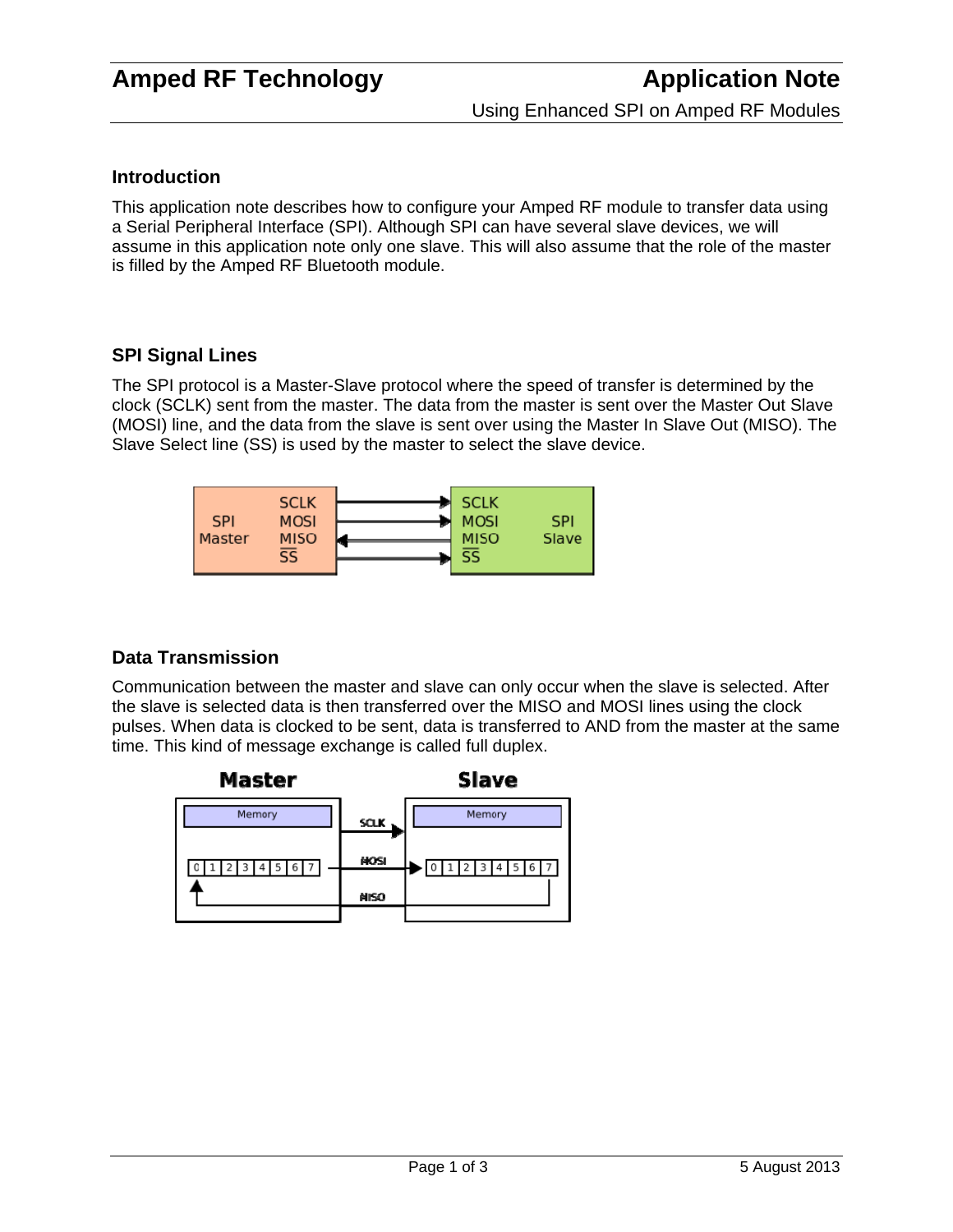# Amped RF Technology — Application Note

Using Enhanced SPI on Amped RF Modules

## Introduction

This application note describes how to configure your Amped RF module to transfer data using a Serial Peripheral Interface (SPI). Although SPI can have several slave devices, we will assume in this application note only one slave. This will also assume that the role of the master is filled by the Amped RF Bluetooth module.

## SPI Signal Lines

The SPI protocol is a Master-Slave protocol where the speed of transfer is determined by the clock (SCLK) sent from the master. The data from the master is sent over the Master Out Slave (MOSI) line, and the data from the slave is sent over using the Master In Slave Out (MISO). The Slave Select line (SS) is used by the master to select the slave device.

## Data Transmission

Communication between the master and slave can only occur when the slave is selected. After the slave is selected data is then transferred over the MISO and MOSI lines using the clock pulses. When data is clocked to be sent, data is transferred to AND from the master at the same time. This kind of message exchange is called full duplex.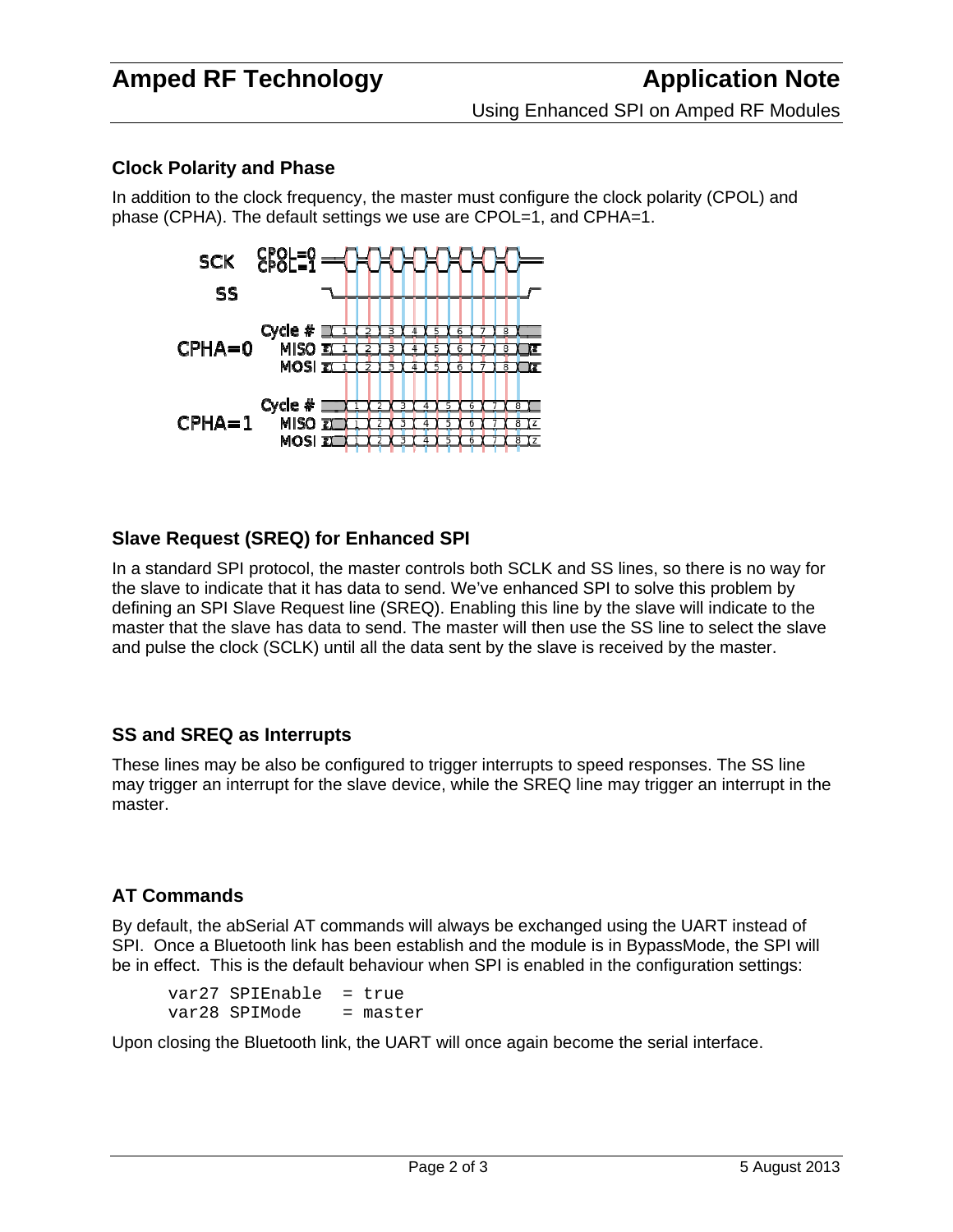### Clock Polarity and Phase

In addition to the clock frequency, the master must configure the clock polarity (CPOL) and phase (CPHA). The default settings we use are CPOL=1, and CPHA=1.

### Slave Request (SREQ) for Enhanced SPI

In a standard SPI protocol, the master controls both SCLK and SS lines, so there is no way for the slave to indicate that it has data to send. We've enhanced SPI to solve this problem by defining an SPI Slave Request line (SREQ). Enabling this line by the slave will indicate to the master that the slave has data to send. The master will then use the SS line to select the slave and pulse the clock (SCLK) until all the data sent by the slave is received by the master.

### SS and SREQ as Interrupts

These lines may be also be configured to trigger interrupts to speed responses. The SS line may trigger an interrupt for the slave device, while the SREQ line may trigger an interrupt in the master.

### AT Commands

By default, the abSerial AT commands will always be exchanged using the UART instead of SPI. Once a Bluetooth link has been establish and the module is in BypassMode, the SPI will be in effect. This is the default behaviour when SPI is enabled in the configuration settings:

```
var27 SPIEnable  = true
var28 SPIMode    = master
```

Upon closing the Bluetooth link, the UART will once again become the serial interface.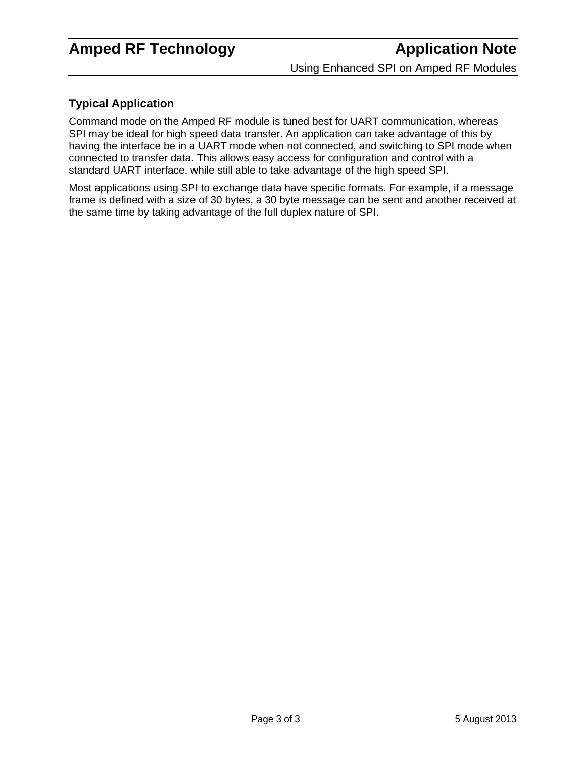## Typical Application

Command mode on the Amped RF module is tuned best for UART communication, whereas SPI may be ideal for high speed data transfer. An application can take advantage of this by having the interface be in a UART mode when not connected, and switching to SPI mode when connected to transfer data. This allows easy access for configuration and control with a standard UART interface, while still able to take advantage of the high speed SPI.

Most applications using SPI to exchange data have specific formats. For example, if a message frame is defined with a size of 30 bytes, a 30 byte message can be sent and another received at the same time by taking advantage of the full duplex nature of SPI.